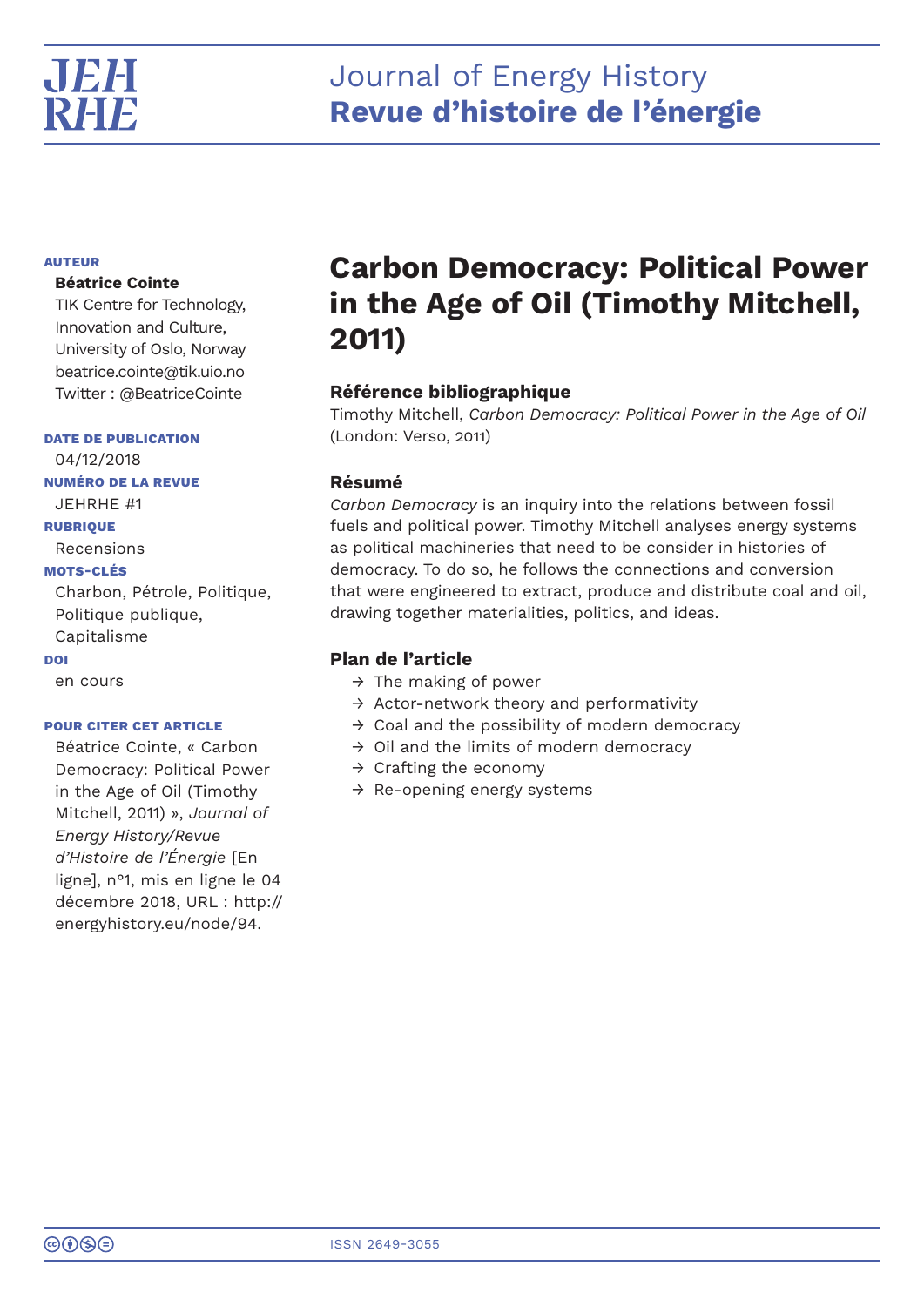# Journal of Energy History
# **Revue d'histoire de l'énergie**

**AUTEUR**

**Béatrice Cointe**
TIK Centre for Technology, Innovation and Culture, University of Oslo, Norway
beatrice.cointe@tik.uio.no
Twitter : @BeatriceCointe

**DATE DE PUBLICATION**
04/12/2018

**NUMÉRO DE LA REVUE**
JEHRHE #1

**RUBRIQUE**
Recensions

**MOTS-CLÉS**
Charbon, Pétrole, Politique, Politique publique, Capitalisme

**DOI**
en cours

**POUR CITER CET ARTICLE**
Béatrice Cointe, « Carbon Democracy: Political Power in the Age of Oil (Timothy Mitchell, 2011) », *Journal of Energy History/Revue d'Histoire de l'Énergie* [En ligne], n°1, mis en ligne le 04 décembre 2018, URL : http://energyhistory.eu/node/94.

# Carbon Democracy: Political Power in the Age of Oil (Timothy Mitchell, 2011)

### Référence bibliographique

Timothy Mitchell, *Carbon Democracy: Political Power in the Age of Oil* (London: Verso, 2011)

### Résumé

*Carbon Democracy* is an inquiry into the relations between fossil fuels and political power. Timothy Mitchell analyses energy systems as political machineries that need to be consider in histories of democracy. To do so, he follows the connections and conversion that were engineered to extract, produce and distribute coal and oil, drawing together materialities, politics, and ideas.

### Plan de l'article

- → The making of power
- → Actor-network theory and performativity
- → Coal and the possibility of modern democracy
- → Oil and the limits of modern democracy
- → Crafting the economy
- → Re-opening energy systems

ISSN 2649-3055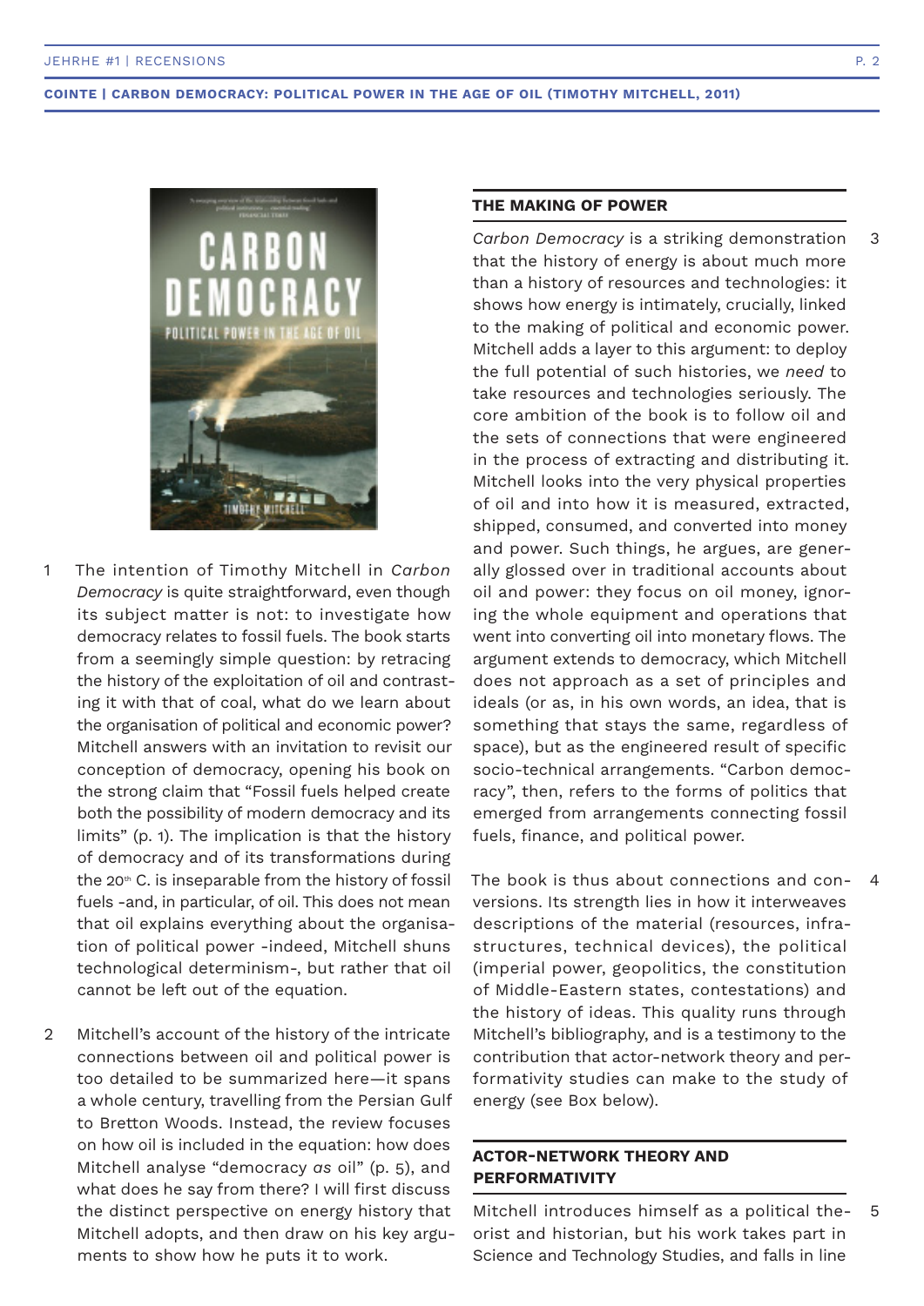1 The intention of Timothy Mitchell in *Carbon Democracy* is quite straightforward, even though its subject matter is not: to investigate how democracy relates to fossil fuels. The book starts from a seemingly simple question: by retracing the history of the exploitation of oil and contrasting it with that of coal, what do we learn about the organisation of political and economic power? Mitchell answers with an invitation to revisit our conception of democracy, opening his book on the strong claim that "Fossil fuels helped create both the possibility of modern democracy and its limits" (p. 1). The implication is that the history of democracy and of its transformations during the 20th C. is inseparable from the history of fossil fuels -and, in particular, of oil. This does not mean that oil explains everything about the organisation of political power -indeed, Mitchell shuns technological determinism-, but rather that oil cannot be left out of the equation.

2 Mitchell's account of the history of the intricate connections between oil and political power is too detailed to be summarized here—it spans a whole century, travelling from the Persian Gulf to Bretton Woods. Instead, the review focuses on how oil is included in the equation: how does Mitchell analyse "democracy *as* oil" (p. 5), and what does he say from there? I will first discuss the distinct perspective on energy history that Mitchell adopts, and then draw on his key arguments to show how he puts it to work.

## THE MAKING OF POWER

3 *Carbon Democracy* is a striking demonstration that the history of energy is about much more than a history of resources and technologies: it shows how energy is intimately, crucially, linked to the making of political and economic power. Mitchell adds a layer to this argument: to deploy the full potential of such histories, we *need* to take resources and technologies seriously. The core ambition of the book is to follow oil and the sets of connections that were engineered in the process of extracting and distributing it. Mitchell looks into the very physical properties of oil and into how it is measured, extracted, shipped, consumed, and converted into money and power. Such things, he argues, are generally glossed over in traditional accounts about oil and power: they focus on oil money, ignoring the whole equipment and operations that went into converting oil into monetary flows. The argument extends to democracy, which Mitchell does not approach as a set of principles and ideals (or as, in his own words, an idea, that is something that stays the same, regardless of space), but as the engineered result of specific socio-technical arrangements. "Carbon democracy", then, refers to the forms of politics that emerged from arrangements connecting fossil fuels, finance, and political power.

4 The book is thus about connections and conversions. Its strength lies in how it interweaves descriptions of the material (resources, infrastructures, technical devices), the political (imperial power, geopolitics, the constitution of Middle-Eastern states, contestations) and the history of ideas. This quality runs through Mitchell's bibliography, and is a testimony to the contribution that actor-network theory and performativity studies can make to the study of energy (see Box below).

## ACTOR-NETWORK THEORY AND PERFORMATIVITY

5 Mitchell introduces himself as a political theorist and historian, but his work takes part in Science and Technology Studies, and falls in line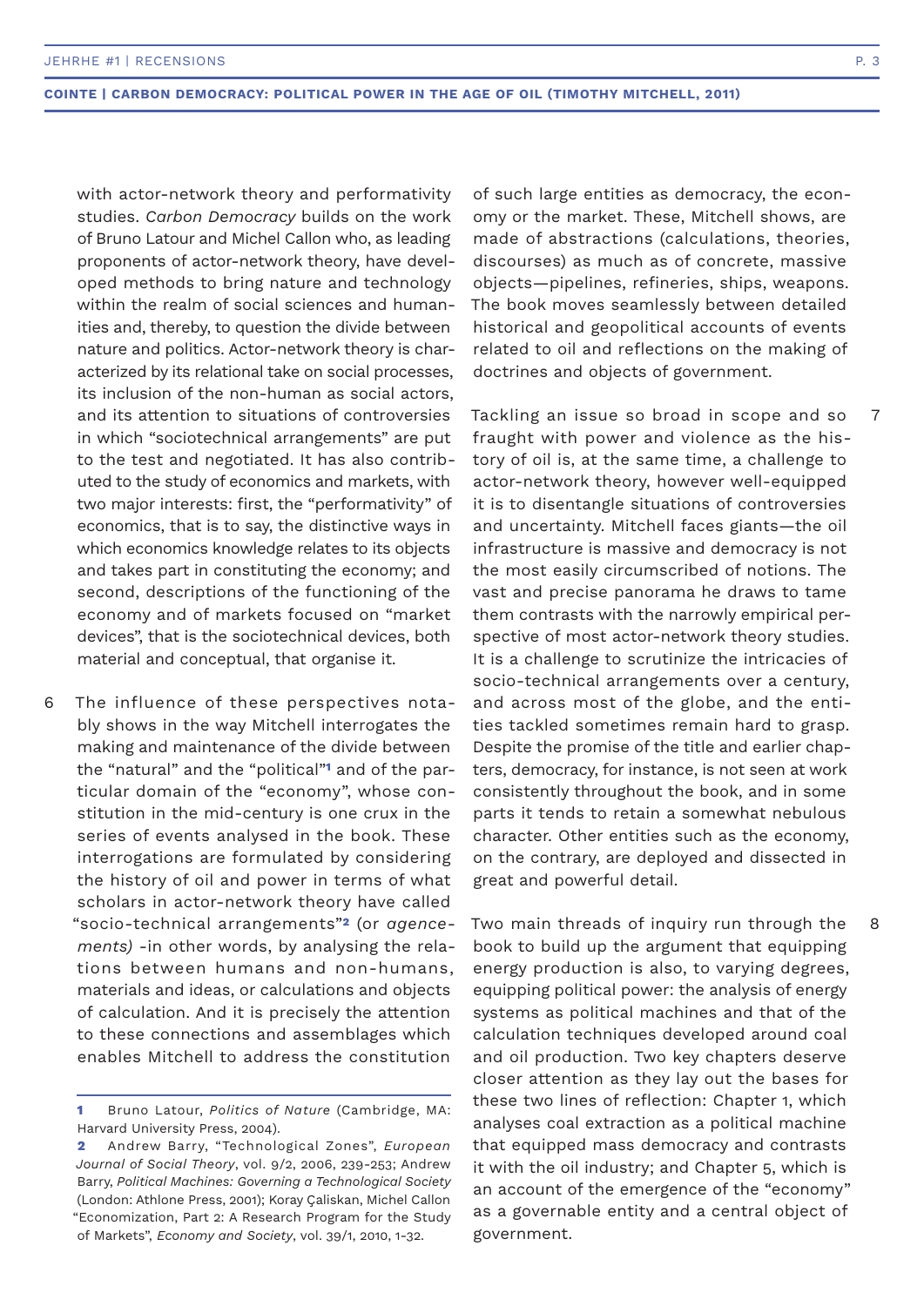with actor-network theory and performativity studies. *Carbon Democracy* builds on the work of Bruno Latour and Michel Callon who, as leading proponents of actor-network theory, have developed methods to bring nature and technology within the realm of social sciences and humanities and, thereby, to question the divide between nature and politics. Actor-network theory is characterized by its relational take on social processes, its inclusion of the non-human as social actors, and its attention to situations of controversies in which "sociotechnical arrangements" are put to the test and negotiated. It has also contributed to the study of economics and markets, with two major interests: first, the "performativity" of economics, that is to say, the distinctive ways in which economics knowledge relates to its objects and takes part in constituting the economy; and second, descriptions of the functioning of the economy and of markets focused on "market devices", that is the sociotechnical devices, both material and conceptual, that organise it.

6 The influence of these perspectives notably shows in the way Mitchell interrogates the making and maintenance of the divide between the "natural" and the "political"[1] and of the particular domain of the "economy", whose constitution in the mid-century is one crux in the series of events analysed in the book. These interrogations are formulated by considering the history of oil and power in terms of what scholars in actor-network theory have called "socio-technical arrangements"[2] (or *agencements)* -in other words, by analysing the relations between humans and non-humans, materials and ideas, or calculations and objects of calculation. And it is precisely the attention to these connections and assemblages which enables Mitchell to address the constitution of such large entities as democracy, the economy or the market. These, Mitchell shows, are made of abstractions (calculations, theories, discourses) as much as of concrete, massive objects—pipelines, refineries, ships, weapons. The book moves seamlessly between detailed historical and geopolitical accounts of events related to oil and reflections on the making of doctrines and objects of government.

7 Tackling an issue so broad in scope and so fraught with power and violence as the history of oil is, at the same time, a challenge to actor-network theory, however well-equipped it is to disentangle situations of controversies and uncertainty. Mitchell faces giants—the oil infrastructure is massive and democracy is not the most easily circumscribed of notions. The vast and precise panorama he draws to tame them contrasts with the narrowly empirical perspective of most actor-network theory studies. It is a challenge to scrutinize the intricacies of socio-technical arrangements over a century, and across most of the globe, and the entities tackled sometimes remain hard to grasp. Despite the promise of the title and earlier chapters, democracy, for instance, is not seen at work consistently throughout the book, and in some parts it tends to retain a somewhat nebulous character. Other entities such as the economy, on the contrary, are deployed and dissected in great and powerful detail.

8 Two main threads of inquiry run through the book to build up the argument that equipping energy production is also, to varying degrees, equipping political power: the analysis of energy systems as political machines and that of the calculation techniques developed around coal and oil production. Two key chapters deserve closer attention as they lay out the bases for these two lines of reflection: Chapter 1, which analyses coal extraction as a political machine that equipped mass democracy and contrasts it with the oil industry; and Chapter 5, which is an account of the emergence of the "economy" as a governable entity and a central object of government.

---

[1] Bruno Latour, *Politics of Nature* (Cambridge, MA: Harvard University Press, 2004).

[2] Andrew Barry, "Technological Zones", *European Journal of Social Theory*, vol. 9/2, 2006, 239-253; Andrew Barry, *Political Machines: Governing a Technological Society* (London: Athlone Press, 2001); Koray Çaliskan, Michel Callon "Economization, Part 2: A Research Program for the Study of Markets", *Economy and Society*, vol. 39/1, 2010, 1-32.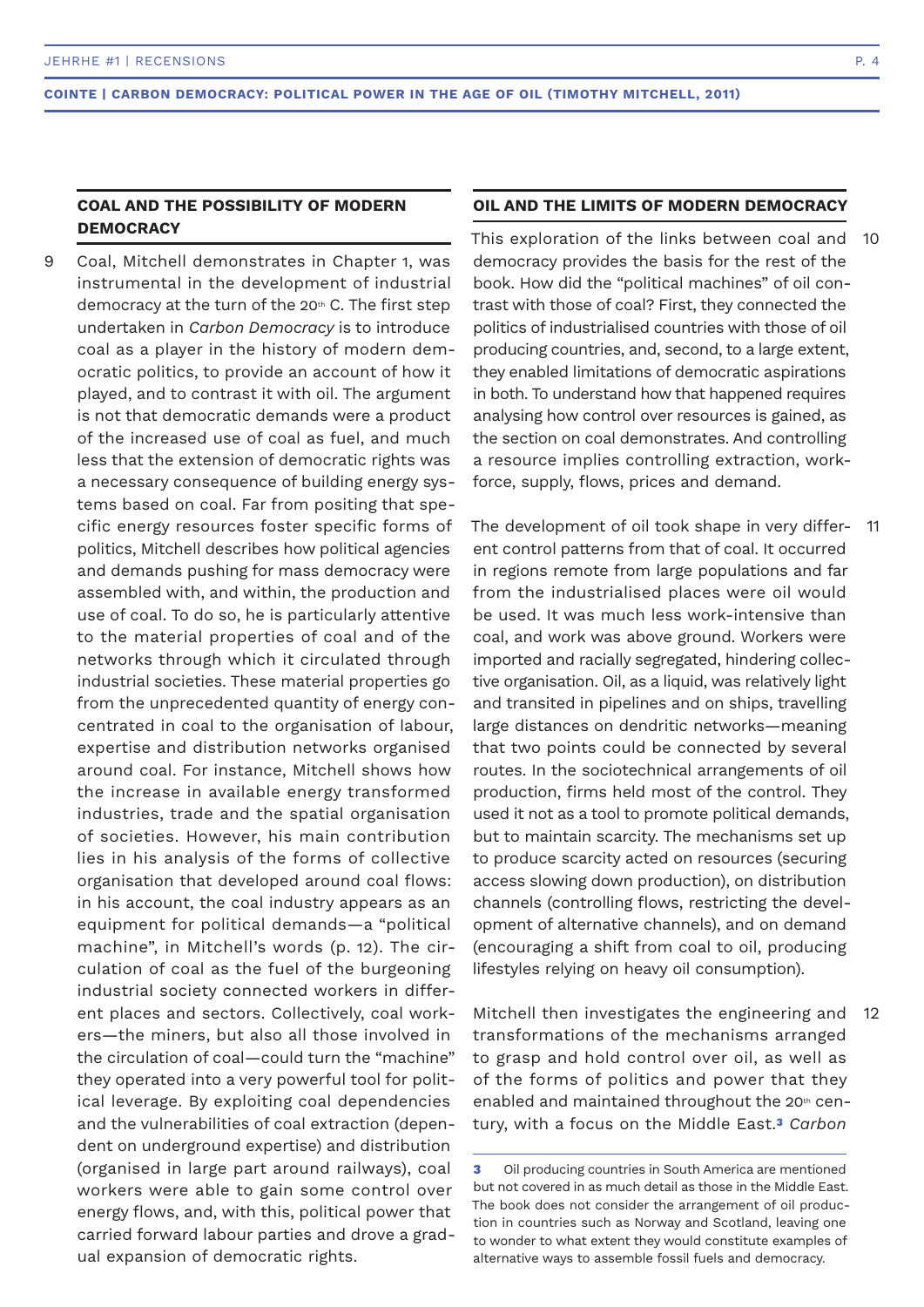## COAL AND THE POSSIBILITY OF MODERN DEMOCRACY

9 Coal, Mitchell demonstrates in Chapter 1, was instrumental in the development of industrial democracy at the turn of the 20th C. The first step undertaken in *Carbon Democracy* is to introduce coal as a player in the history of modern democratic politics, to provide an account of how it played, and to contrast it with oil. The argument is not that democratic demands were a product of the increased use of coal as fuel, and much less that the extension of democratic rights was a necessary consequence of building energy systems based on coal. Far from positing that specific energy resources foster specific forms of politics, Mitchell describes how political agencies and demands pushing for mass democracy were assembled with, and within, the production and use of coal. To do so, he is particularly attentive to the material properties of coal and of the networks through which it circulated through industrial societies. These material properties go from the unprecedented quantity of energy concentrated in coal to the organisation of labour, expertise and distribution networks organised around coal. For instance, Mitchell shows how the increase in available energy transformed industries, trade and the spatial organisation of societies. However, his main contribution lies in his analysis of the forms of collective organisation that developed around coal flows: in his account, the coal industry appears as an equipment for political demands—a "political machine", in Mitchell's words (p. 12). The circulation of coal as the fuel of the burgeoning industrial society connected workers in different places and sectors. Collectively, coal workers—the miners, but also all those involved in the circulation of coal—could turn the "machine" they operated into a very powerful tool for political leverage. By exploiting coal dependencies and the vulnerabilities of coal extraction (dependent on underground expertise) and distribution (organised in large part around railways), coal workers were able to gain some control over energy flows, and, with this, political power that carried forward labour parties and drove a gradual expansion of democratic rights.

## OIL AND THE LIMITS OF MODERN DEMOCRACY

10 This exploration of the links between coal and democracy provides the basis for the rest of the book. How did the "political machines" of oil contrast with those of coal? First, they connected the politics of industrialised countries with those of oil producing countries, and, second, to a large extent, they enabled limitations of democratic aspirations in both. To understand how that happened requires analysing how control over resources is gained, as the section on coal demonstrates. And controlling a resource implies controlling extraction, workforce, supply, flows, prices and demand.

11 The development of oil took shape in very different control patterns from that of coal. It occurred in regions remote from large populations and far from the industrialised places were oil would be used. It was much less work-intensive than coal, and work was above ground. Workers were imported and racially segregated, hindering collective organisation. Oil, as a liquid, was relatively light and transited in pipelines and on ships, travelling large distances on dendritic networks—meaning that two points could be connected by several routes. In the sociotechnical arrangements of oil production, firms held most of the control. They used it not as a tool to promote political demands, but to maintain scarcity. The mechanisms set up to produce scarcity acted on resources (securing access slowing down production), on distribution channels (controlling flows, restricting the development of alternative channels), and on demand (encouraging a shift from coal to oil, producing lifestyles relying on heavy oil consumption).

12 Mitchell then investigates the engineering and transformations of the mechanisms arranged to grasp and hold control over oil, as well as of the forms of politics and power that they enabled and maintained throughout the 20th century, with a focus on the Middle East.[3] *Carbon*

[3] Oil producing countries in South America are mentioned but not covered in as much detail as those in the Middle East. The book does not consider the arrangement of oil production in countries such as Norway and Scotland, leaving one to wonder to what extent they would constitute examples of alternative ways to assemble fossil fuels and democracy.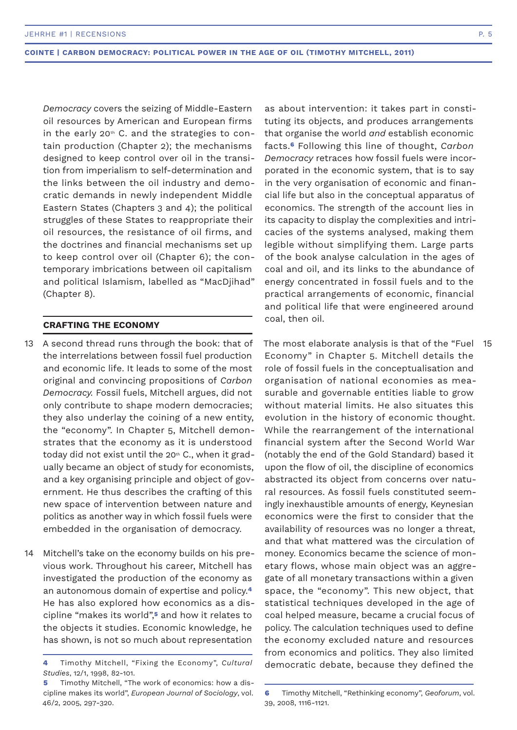*Democracy* covers the seizing of Middle-Eastern oil resources by American and European firms in the early 20th C. and the strategies to contain production (Chapter 2); the mechanisms designed to keep control over oil in the transition from imperialism to self-determination and the links between the oil industry and democratic demands in newly independent Middle Eastern States (Chapters 3 and 4); the political struggles of these States to reappropriate their oil resources, the resistance of oil firms, and the doctrines and financial mechanisms set up to keep control over oil (Chapter 6); the contemporary imbrications between oil capitalism and political Islamism, labelled as "MacDjihad" (Chapter 8).

## CRAFTING THE ECONOMY

13 A second thread runs through the book: that of the interrelations between fossil fuel production and economic life. It leads to some of the most original and convincing propositions of *Carbon Democracy.* Fossil fuels, Mitchell argues, did not only contribute to shape modern democracies; they also underlay the coining of a new entity, the "economy". In Chapter 5, Mitchell demonstrates that the economy as it is understood today did not exist until the 20th C., when it gradually became an object of study for economists, and a key organising principle and object of government. He thus describes the crafting of this new space of intervention between nature and politics as another way in which fossil fuels were embedded in the organisation of democracy.

14 Mitchell's take on the economy builds on his previous work. Throughout his career, Mitchell has investigated the production of the economy as an autonomous domain of expertise and policy.[4] He has also explored how economics as a discipline "makes its world",[5] and how it relates to the objects it studies. Economic knowledge, he has shown, is not so much about representation as about intervention: it takes part in constituting its objects, and produces arrangements that organise the world *and* establish economic facts.[6] Following this line of thought, *Carbon Democracy* retraces how fossil fuels were incorporated in the economic system, that is to say in the very organisation of economic and financial life but also in the conceptual apparatus of economics. The strength of the account lies in its capacity to display the complexities and intricacies of the systems analysed, making them legible without simplifying them. Large parts of the book analyse calculation in the ages of coal and oil, and its links to the abundance of energy concentrated in fossil fuels and to the practical arrangements of economic, financial and political life that were engineered around coal, then oil.

15 The most elaborate analysis is that of the "Fuel Economy" in Chapter 5. Mitchell details the role of fossil fuels in the conceptualisation and organisation of national economies as measurable and governable entities liable to grow without material limits. He also situates this evolution in the history of economic thought. While the rearrangement of the international financial system after the Second World War (notably the end of the Gold Standard) based it upon the flow of oil, the discipline of economics abstracted its object from concerns over natural resources. As fossil fuels constituted seemingly inexhaustible amounts of energy, Keynesian economics were the first to consider that the availability of resources was no longer a threat, and that what mattered was the circulation of money. Economics became the science of monetary flows, whose main object was an aggregate of all monetary transactions within a given space, the "economy". This new object, that statistical techniques developed in the age of coal helped measure, became a crucial focus of policy. The calculation techniques used to define the economy excluded nature and resources from economics and politics. They also limited democratic debate, because they defined the

---

**4** Timothy Mitchell, "Fixing the Economy", *Cultural Studies*, 12/1, 1998, 82-101.

**5** Timothy Mitchell, "The work of economics: how a discipline makes its world", *European Journal of Sociology*, vol. 46/2, 2005, 297-320.

**6** Timothy Mitchell, "Rethinking economy", *Geoforum*, vol. 39, 2008, 1116-1121.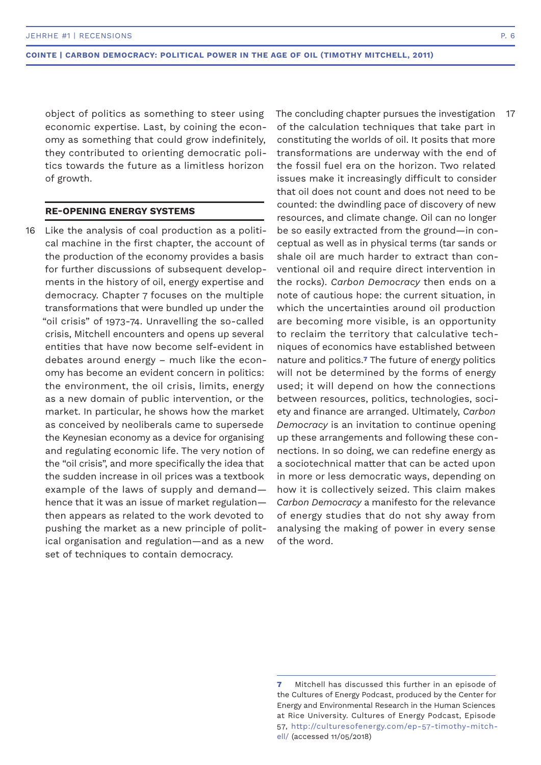object of politics as something to steer using economic expertise. Last, by coining the economy as something that could grow indefinitely, they contributed to orienting democratic politics towards the future as a limitless horizon of growth.

## RE-OPENING ENERGY SYSTEMS

16 Like the analysis of coal production as a political machine in the first chapter, the account of the production of the economy provides a basis for further discussions of subsequent developments in the history of oil, energy expertise and democracy. Chapter 7 focuses on the multiple transformations that were bundled up under the "oil crisis" of 1973-74. Unravelling the so-called crisis, Mitchell encounters and opens up several entities that have now become self-evident in debates around energy – much like the economy has become an evident concern in politics: the environment, the oil crisis, limits, energy as a new domain of public intervention, or the market. In particular, he shows how the market as conceived by neoliberals came to supersede the Keynesian economy as a device for organising and regulating economic life. The very notion of the "oil crisis", and more specifically the idea that the sudden increase in oil prices was a textbook example of the laws of supply and demand—hence that it was an issue of market regulation—then appears as related to the work devoted to pushing the market as a new principle of political organisation and regulation—and as a new set of techniques to contain democracy.

17 The concluding chapter pursues the investigation of the calculation techniques that take part in constituting the worlds of oil. It posits that more transformations are underway with the end of the fossil fuel era on the horizon. Two related issues make it increasingly difficult to consider that oil does not count and does not need to be counted: the dwindling pace of discovery of new resources, and climate change. Oil can no longer be so easily extracted from the ground—in conceptual as well as in physical terms (tar sands or shale oil are much harder to extract than conventional oil and require direct intervention in the rocks). *Carbon Democracy* then ends on a note of cautious hope: the current situation, in which the uncertainties around oil production are becoming more visible, is an opportunity to reclaim the territory that calculative techniques of economics have established between nature and politics.[7] The future of energy politics will not be determined by the forms of energy used; it will depend on how the connections between resources, politics, technologies, society and finance are arranged. Ultimately, *Carbon Democracy* is an invitation to continue opening up these arrangements and following these connections. In so doing, we can redefine energy as a sociotechnical matter that can be acted upon in more or less democratic ways, depending on how it is collectively seized. This claim makes *Carbon Democracy* a manifesto for the relevance of energy studies that do not shy away from analysing the making of power in every sense of the word.

---

**7** Mitchell has discussed this further in an episode of the Cultures of Energy Podcast, produced by the Center for Energy and Environmental Research in the Human Sciences at Rice University. Cultures of Energy Podcast, Episode 57, http://culturesofenergy.com/ep-57-timothy-mitchell/ (accessed 11/05/2018)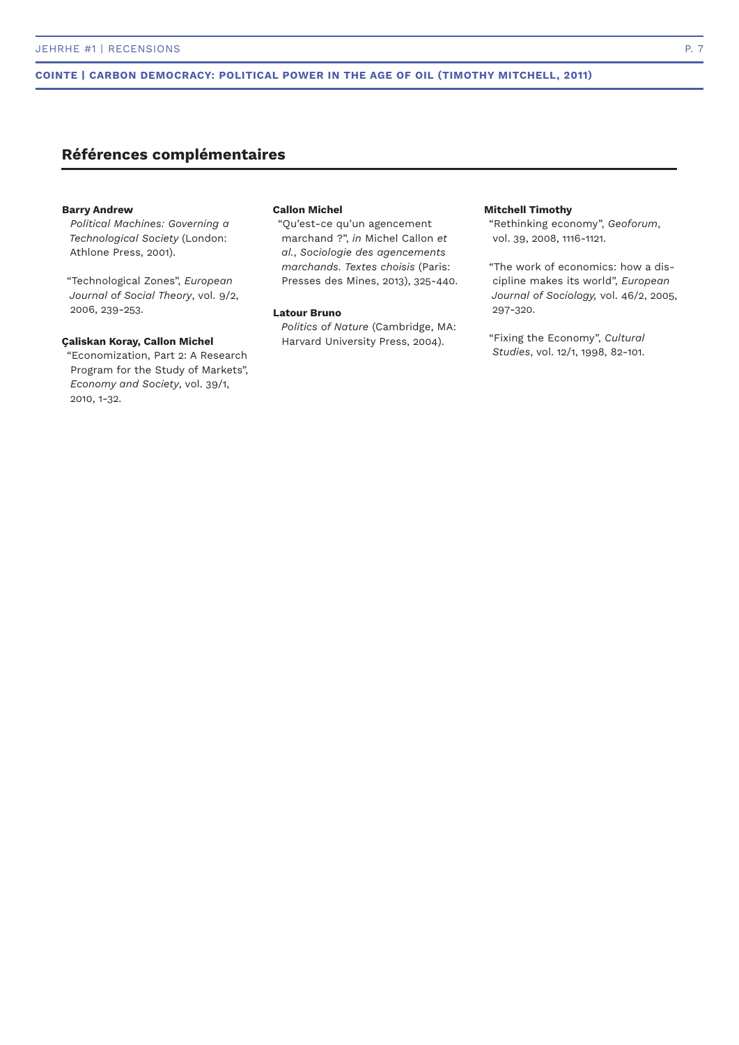## Références complémentaires

**Barry Andrew**

*Political Machines: Governing a Technological Society* (London: Athlone Press, 2001).

"Technological Zones", *European Journal of Social Theory*, vol. 9/2, 2006, 239-253.

**Çaliskan Koray, Callon Michel**

"Economization, Part 2: A Research Program for the Study of Markets", *Economy and Society*, vol. 39/1, 2010, 1-32.

**Callon Michel**

"Qu'est-ce qu'un agencement marchand ?", *in* Michel Callon *et al.*, *Sociologie des agencements marchands. Textes choisis* (Paris: Presses des Mines, 2013), 325-440.

**Latour Bruno**

*Politics of Nature* (Cambridge, MA: Harvard University Press, 2004).

**Mitchell Timothy**

"Rethinking economy", *Geoforum*, vol. 39, 2008, 1116-1121.

"The work of economics: how a discipline makes its world", *European Journal of Sociology,* vol. 46/2, 2005, 297-320.

"Fixing the Economy", *Cultural Studies*, vol. 12/1, 1998, 82-101.